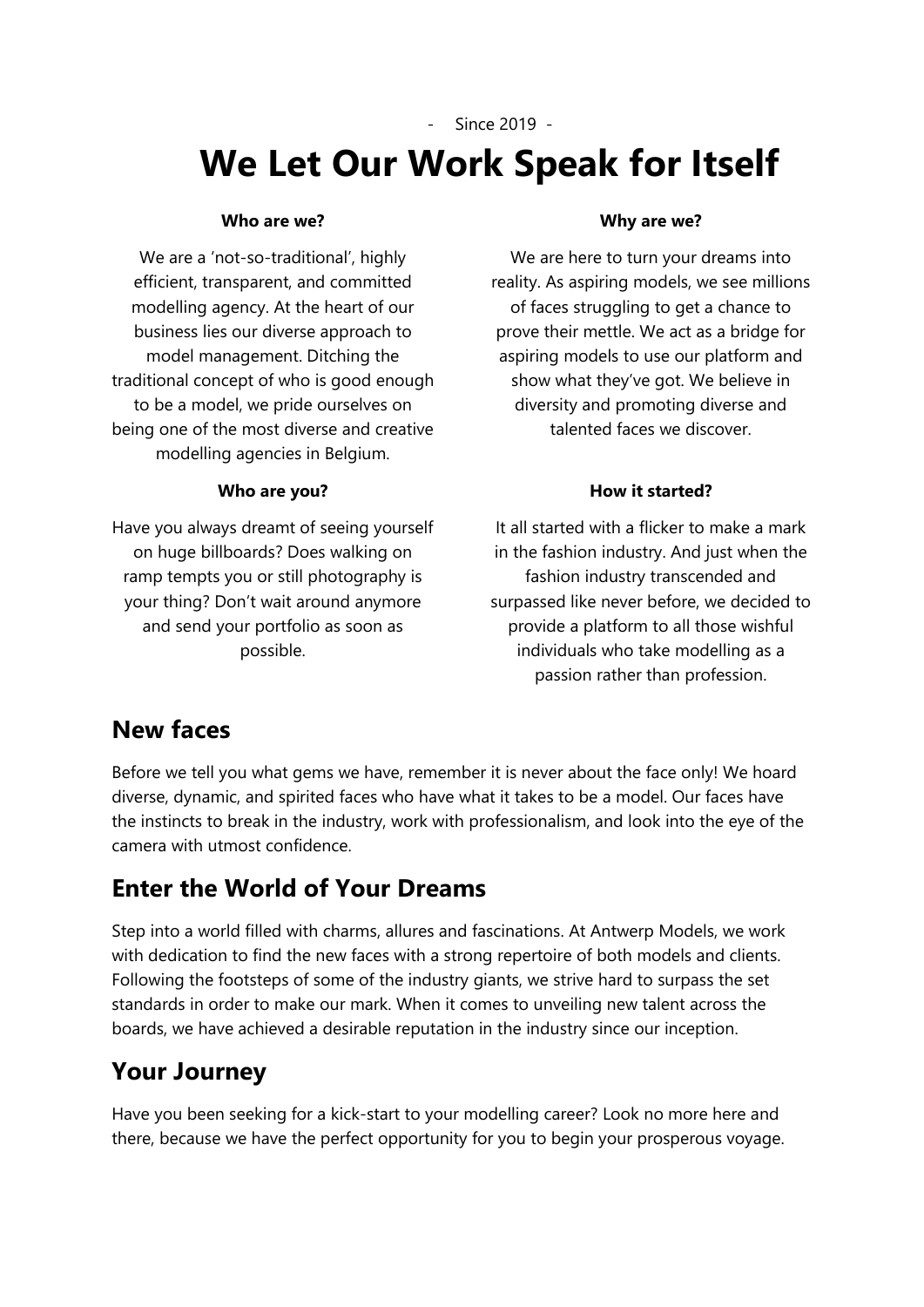- Since 2019 -

# We Let Our Work Speak for Itself

**Who are we?**

We are a 'not-so-traditional', highly efficient, transparent, and committed modelling agency. At the heart of our business lies our diverse approach to model management. Ditching the traditional concept of who is good enough to be a model, we pride ourselves on being one of the most diverse and creative modelling agencies in Belgium.

**Why are we?**

We are here to turn your dreams into reality. As aspiring models, we see millions of faces struggling to get a chance to prove their mettle. We act as a bridge for aspiring models to use our platform and show what they've got. We believe in diversity and promoting diverse and talented faces we discover.

**Who are you?**

Have you always dreamt of seeing yourself on huge billboards? Does walking on ramp tempts you or still photography is your thing? Don't wait around anymore and send your portfolio as soon as possible.

**How it started?**

It all started with a flicker to make a mark in the fashion industry. And just when the fashion industry transcended and surpassed like never before, we decided to provide a platform to all those wishful individuals who take modelling as a passion rather than profession.

## New faces

Before we tell you what gems we have, remember it is never about the face only! We hoard diverse, dynamic, and spirited faces who have what it takes to be a model. Our faces have the instincts to break in the industry, work with professionalism, and look into the eye of the camera with utmost confidence.

## Enter the World of Your Dreams

Step into a world filled with charms, allures and fascinations. At Antwerp Models, we work with dedication to find the new faces with a strong repertoire of both models and clients. Following the footsteps of some of the industry giants, we strive hard to surpass the set standards in order to make our mark. When it comes to unveiling new talent across the boards, we have achieved a desirable reputation in the industry since our inception.

## Your Journey

Have you been seeking for a kick-start to your modelling career? Look no more here and there, because we have the perfect opportunity for you to begin your prosperous voyage.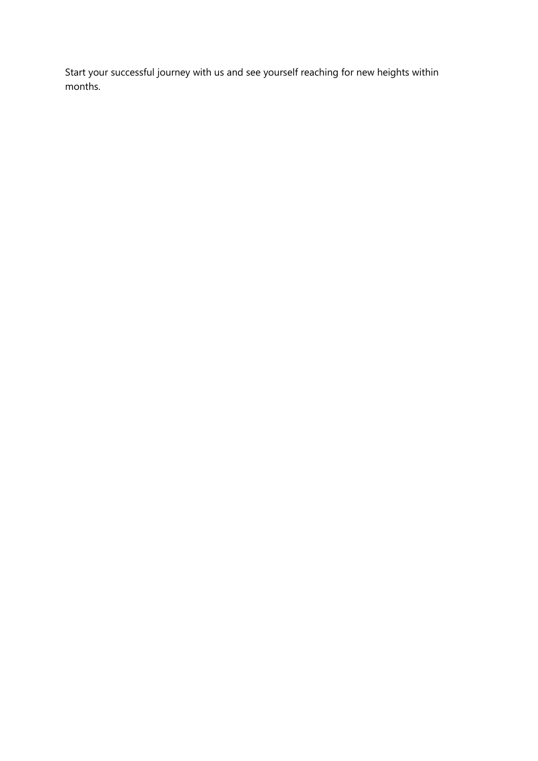Start your successful journey with us and see yourself reaching for new heights within months.